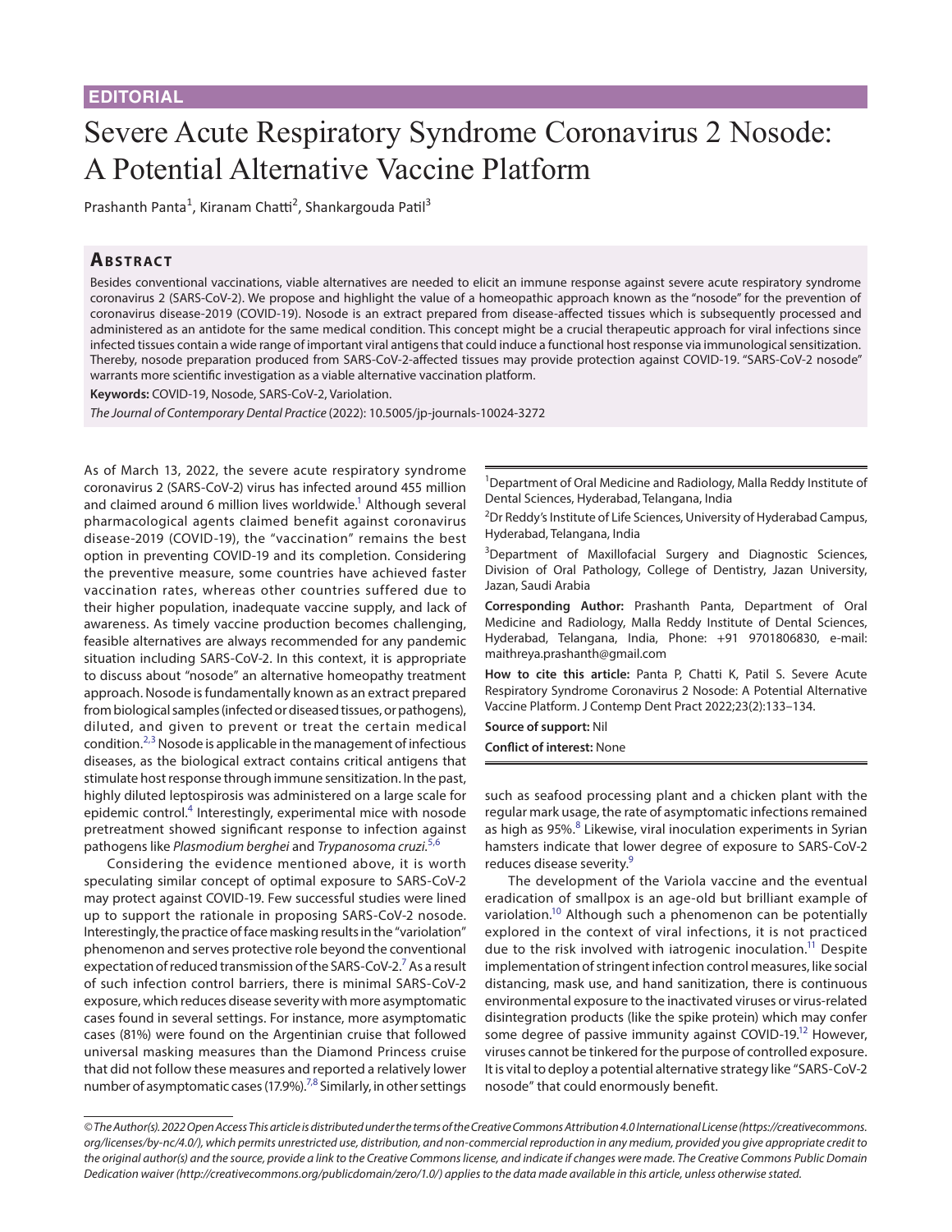EDITORIAL

# Severe Acute Respiratory Syndrome Coronavirus 2 Nosode: A Potential Alternative Vaccine Platform

Prashanth Panta[1], Kiranam Chatti[2], Shankargouda Patil[3]

## Abstract

Besides conventional vaccinations, viable alternatives are needed to elicit an immune response against severe acute respiratory syndrome coronavirus 2 (SARS-CoV-2). We propose and highlight the value of a homeopathic approach known as the "nosode" for the prevention of coronavirus disease-2019 (COVID-19). Nosode is an extract prepared from disease-affected tissues which is subsequently processed and administered as an antidote for the same medical condition. This concept might be a crucial therapeutic approach for viral infections since infected tissues contain a wide range of important viral antigens that could induce a functional host response via immunological sensitization. Thereby, nosode preparation produced from SARS-CoV-2-affected tissues may provide protection against COVID-19. "SARS-CoV-2 nosode" warrants more scientific investigation as a viable alternative vaccination platform.

**Keywords:** COVID-19, Nosode, SARS-CoV-2, Variolation.

*The Journal of Contemporary Dental Practice* (2022): 10.5005/jp-journals-10024-3272

As of March 13, 2022, the severe acute respiratory syndrome coronavirus 2 (SARS-CoV-2) virus has infected around 455 million and claimed around 6 million lives worldwide.[1] Although several pharmacological agents claimed benefit against coronavirus disease-2019 (COVID-19), the "vaccination" remains the best option in preventing COVID-19 and its completion. Considering the preventive measure, some countries have achieved faster vaccination rates, whereas other countries suffered due to their higher population, inadequate vaccine supply, and lack of awareness. As timely vaccine production becomes challenging, feasible alternatives are always recommended for any pandemic situation including SARS-CoV-2. In this context, it is appropriate to discuss about "nosode" an alternative homeopathy treatment approach. Nosode is fundamentally known as an extract prepared from biological samples (infected or diseased tissues, or pathogens), diluted, and given to prevent or treat the certain medical condition.[2,3] Nosode is applicable in the management of infectious diseases, as the biological extract contains critical antigens that stimulate host response through immune sensitization. In the past, highly diluted leptospirosis was administered on a large scale for epidemic control.[4] Interestingly, experimental mice with nosode pretreatment showed significant response to infection against pathogens like *Plasmodium berghei* and *Trypanosoma cruzi*.[5,6]

Considering the evidence mentioned above, it is worth speculating similar concept of optimal exposure to SARS-CoV-2 may protect against COVID-19. Few successful studies were lined up to support the rationale in proposing SARS-CoV-2 nosode. Interestingly, the practice of face masking results in the "variolation" phenomenon and serves protective role beyond the conventional expectation of reduced transmission of the SARS-CoV-2.[7] As a result of such infection control barriers, there is minimal SARS-CoV-2 exposure, which reduces disease severity with more asymptomatic cases found in several settings. For instance, more asymptomatic cases (81%) were found on the Argentinian cruise that followed universal masking measures than the Diamond Princess cruise that did not follow these measures and reported a relatively lower number of asymptomatic cases (17.9%).[7,8] Similarly, in other settings such as seafood processing plant and a chicken plant with the regular mark usage, the rate of asymptomatic infections remained as high as 95%.[8] Likewise, viral inoculation experiments in Syrian hamsters indicate that lower degree of exposure to SARS-CoV-2 reduces disease severity.[9]

The development of the Variola vaccine and the eventual eradication of smallpox is an age-old but brilliant example of variolation.[10] Although such a phenomenon can be potentially explored in the context of viral infections, it is not practiced due to the risk involved with iatrogenic inoculation.[11] Despite implementation of stringent infection control measures, like social distancing, mask use, and hand sanitization, there is continuous environmental exposure to the inactivated viruses or virus-related disintegration products (like the spike protein) which may confer some degree of passive immunity against COVID-19.[12] However, viruses cannot be tinkered for the purpose of controlled exposure. It is vital to deploy a potential alternative strategy like "SARS-CoV-2 nosode" that could enormously benefit.

---

[1]Department of Oral Medicine and Radiology, Malla Reddy Institute of Dental Sciences, Hyderabad, Telangana, India

[2]Dr Reddy's Institute of Life Sciences, University of Hyderabad Campus, Hyderabad, Telangana, India

[3]Department of Maxillofacial Surgery and Diagnostic Sciences, Division of Oral Pathology, College of Dentistry, Jazan University, Jazan, Saudi Arabia

**Corresponding Author:** Prashanth Panta, Department of Oral Medicine and Radiology, Malla Reddy Institute of Dental Sciences, Hyderabad, Telangana, India, Phone: +91 9701806830, e-mail: maithreya.prashanth@gmail.com

**How to cite this article:** Panta P, Chatti K, Patil S. Severe Acute Respiratory Syndrome Coronavirus 2 Nosode: A Potential Alternative Vaccine Platform. J Contemp Dent Pract 2022;23(2):133–134.

**Source of support:** Nil

**Conflict of interest:** None

---

*© The Author(s). 2022 Open Access This article is distributed under the terms of the Creative Commons Attribution 4.0 International License (https://creativecommons.org/licenses/by-nc/4.0/), which permits unrestricted use, distribution, and non-commercial reproduction in any medium, provided you give appropriate credit to the original author(s) and the source, provide a link to the Creative Commons license, and indicate if changes were made. The Creative Commons Public Domain Dedication waiver (http://creativecommons.org/publicdomain/zero/1.0/) applies to the data made available in this article, unless otherwise stated.*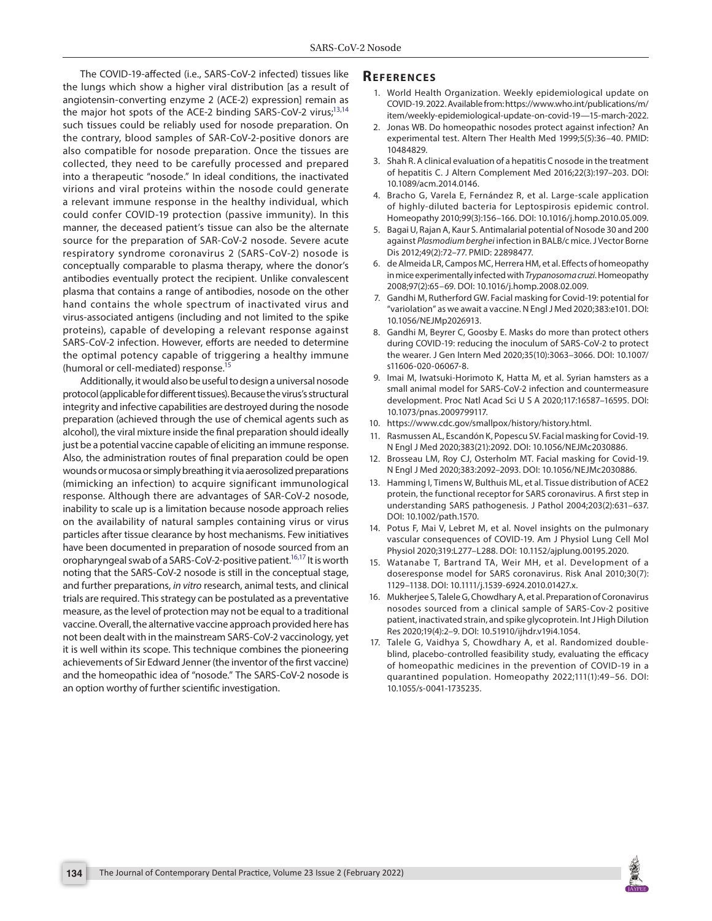The COVID-19-affected (i.e., SARS-CoV-2 infected) tissues like the lungs which show a higher viral distribution [as a result of angiotensin-converting enzyme 2 (ACE-2) expression] remain as the major hot spots of the ACE-2 binding SARS-CoV-2 virus;[13,14] such tissues could be reliably used for nosode preparation. On the contrary, blood samples of SAR-CoV-2-positive donors are also compatible for nosode preparation. Once the tissues are collected, they need to be carefully processed and prepared into a therapeutic "nosode." In ideal conditions, the inactivated virions and viral proteins within the nosode could generate a relevant immune response in the healthy individual, which could confer COVID-19 protection (passive immunity). In this manner, the deceased patient's tissue can also be the alternate source for the preparation of SAR-CoV-2 nosode. Severe acute respiratory syndrome coronavirus 2 (SARS-CoV-2) nosode is conceptually comparable to plasma therapy, where the donor's antibodies eventually protect the recipient. Unlike convalescent plasma that contains a range of antibodies, nosode on the other hand contains the whole spectrum of inactivated virus and virus-associated antigens (including and not limited to the spike proteins), capable of developing a relevant response against SARS-CoV-2 infection. However, efforts are needed to determine the optimal potency capable of triggering a healthy immune (humoral or cell-mediated) response.[15]

Additionally, it would also be useful to design a universal nosode protocol (applicable for different tissues). Because the virus's structural integrity and infective capabilities are destroyed during the nosode preparation (achieved through the use of chemical agents such as alcohol), the viral mixture inside the final preparation should ideally just be a potential vaccine capable of eliciting an immune response. Also, the administration routes of final preparation could be open wounds or mucosa or simply breathing it via aerosolized preparations (mimicking an infection) to acquire significant immunological response. Although there are advantages of SAR-CoV-2 nosode, inability to scale up is a limitation because nosode approach relies on the availability of natural samples containing virus or virus particles after tissue clearance by host mechanisms. Few initiatives have been documented in preparation of nosode sourced from an oropharyngeal swab of a SARS-CoV-2-positive patient.[16,17] It is worth noting that the SARS-CoV-2 nosode is still in the conceptual stage, and further preparations, *in vitro* research, animal tests, and clinical trials are required. This strategy can be postulated as a preventative measure, as the level of protection may not be equal to a traditional vaccine. Overall, the alternative vaccine approach provided here has not been dealt with in the mainstream SARS-CoV-2 vaccinology, yet it is well within its scope. This technique combines the pioneering achievements of Sir Edward Jenner (the inventor of the first vaccine) and the homeopathic idea of "nosode." The SARS-CoV-2 nosode is an option worthy of further scientific investigation.

## References

1. World Health Organization. Weekly epidemiological update on COVID-19. 2022. Available from: https://www.who.int/publications/m/item/weekly-epidemiological-update-on-covid-19—15-march-2022.
2. Jonas WB. Do homeopathic nosodes protect against infection? An experimental test. Altern Ther Health Med 1999;5(5):36–40. PMID: 10484829.
3. Shah R. A clinical evaluation of a hepatitis C nosode in the treatment of hepatitis C. J Altern Complement Med 2016;22(3):197–203. DOI: 10.1089/acm.2014.0146.
4. Bracho G, Varela E, Fernández R, et al. Large-scale application of highly-diluted bacteria for Leptospirosis epidemic control. Homeopathy 2010;99(3):156–166. DOI: 10.1016/j.homp.2010.05.009.
5. Bagai U, Rajan A, Kaur S. Antimalarial potential of Nosode 30 and 200 against *Plasmodium berghei* infection in BALB/c mice. J Vector Borne Dis 2012;49(2):72–77. PMID: 22898477.
6. de Almeida LR, Campos MC, Herrera HM, et al. Effects of homeopathy in mice experimentally infected with *Trypanosoma cruzi*. Homeopathy 2008;97(2):65–69. DOI: 10.1016/j.homp.2008.02.009.
7. Gandhi M, Rutherford GW. Facial masking for Covid-19: potential for "variolation" as we await a vaccine. N Engl J Med 2020;383:e101. DOI: 10.1056/NEJMp2026913.
8. Gandhi M, Beyrer C, Goosby E. Masks do more than protect others during COVID-19: reducing the inoculum of SARS-CoV-2 to protect the wearer. J Gen Intern Med 2020;35(10):3063–3066. DOI: 10.1007/s11606-020-06067-8.
9. Imai M, Iwatsuki-Horimoto K, Hatta M, et al. Syrian hamsters as a small animal model for SARS-CoV-2 infection and countermeasure development. Proc Natl Acad Sci U S A 2020;117:16587–16595. DOI: 10.1073/pnas.2009799117.
10. https://www.cdc.gov/smallpox/history/history.html.
11. Rasmussen AL, Escandón K, Popescu SV. Facial masking for Covid-19. N Engl J Med 2020;383(21):2092. DOI: 10.1056/NEJMc2030886.
12. Brosseau LM, Roy CJ, Osterholm MT. Facial masking for Covid-19. N Engl J Med 2020;383:2092–2093. DOI: 10.1056/NEJMc2030886.
13. Hamming I, Timens W, Bulthuis ML, et al. Tissue distribution of ACE2 protein, the functional receptor for SARS coronavirus. A first step in understanding SARS pathogenesis. J Pathol 2004;203(2):631–637. DOI: 10.1002/path.1570.
14. Potus F, Mai V, Lebret M, et al. Novel insights on the pulmonary vascular consequences of COVID-19. Am J Physiol Lung Cell Mol Physiol 2020;319:L277–L288. DOI: 10.1152/ajplung.00195.2020.
15. Watanabe T, Bartrand TA, Weir MH, et al. Development of a doseresponse model for SARS coronavirus. Risk Anal 2010;30(7): 1129–1138. DOI: 10.1111/j.1539-6924.2010.01427.x.
16. Mukherjee S, Talele G, Chowdhary A, et al. Preparation of Coronavirus nosodes sourced from a clinical sample of SARS-Cov-2 positive patient, inactivated strain, and spike glycoprotein. Int J High Dilution Res 2020;19(4):2–9. DOI: 10.51910/ijhdr.v19i4.1054.
17. Talele G, Vaidhya S, Chowdhary A, et al. Randomized double-blind, placebo-controlled feasibility study, evaluating the efficacy of homeopathic medicines in the prevention of COVID-19 in a quarantined population. Homeopathy 2022;111(1):49–56. DOI: 10.1055/s-0041-1735235.